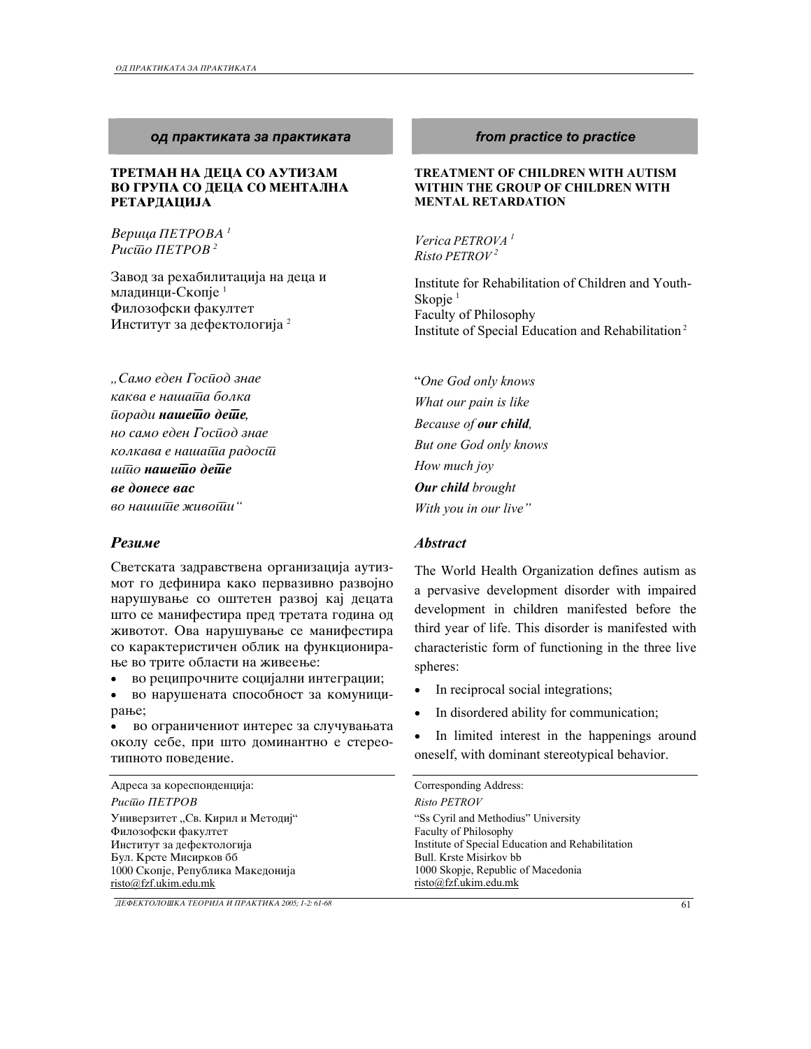**од практиката за практиката**

# ТРЕТМАН НА ДЕЦА СО АУТИЗАМ ВО ГРУПА СО ДЕЦА СО МЕНТАЛНА РЕТАРДАЦИЈА

*Верица ПЕТРОВА* [1]
*Ристо ПЕТРОВ* [2]

Завод за рехабилитација на деца и младинци-Скопје [1]
Филозофски факултет
Институт за дефектологија [2]

*„Само еден Господ знае*
*каква е нашата болка*
*поради* ***нашето дете****,*
*но само еден Господ знае*
*колкава е нашата радост*
*што* ***нашето дете***
***ве донесе вас***
*во нашите животи“*

## *Резиме*

Светската здравствена организација аутизмот го дефинира како первазивно развојно нарушување со оштетен развој кај децата што се манифестира пред третата година од животот. Ова нарушување се манифестира со карактеристичен облик на функционирање во трите области на живеење:

- во реципрочните социјални интеграции;
- во нарушената способност за комуницирање;
- во ограничениот интерес за случувањата околу себе, при што доминантно е стереотипното поведение.

Адреса за кореспонденција:
*Ристо ПЕТРОВ*
Универзитет „Св. Кирил и Методиј“
Филозофски факултет
Институт за дефектологија
Бул. Крсте Мисирков бб
1000 Скопје, Република Македонија
risto@fzf.ukim.edu.mk

---

**from practice to practice**

# TREATMENT OF CHILDREN WITH AUTISM WITHIN THE GROUP OF CHILDREN WITH MENTAL RETARDATION

*Verica PETROVA* [1]
*Risto PETROV* [2]

Institute for Rehabilitation of Children and Youth-Skopje [1]
Faculty of Philosophy
Institute of Special Education and Rehabilitation [2]

“*One God only knows*
*What our pain is like*
*Because of* ***our child****,*
*But one God only knows*
*How much joy*
***Our child*** *brought*
*With you in our live”*

## *Abstract*

The World Health Organization defines autism as a pervasive development disorder with impaired development in children manifested before the third year of life. This disorder is manifested with characteristic form of functioning in the three live spheres:

- In reciprocal social integrations;
- In disordered ability for communication;
- In limited interest in the happenings around oneself, with dominant stereotypical behavior.

Corresponding Address:
*Risto PETROV*
“Ss Cyril and Methodius” University
Faculty of Philosophy
Institute of Special Education and Rehabilitation
Bull. Krste Misirkov bb
1000 Skopje, Republic of Macedonia
risto@fzf.ukim.edu.mk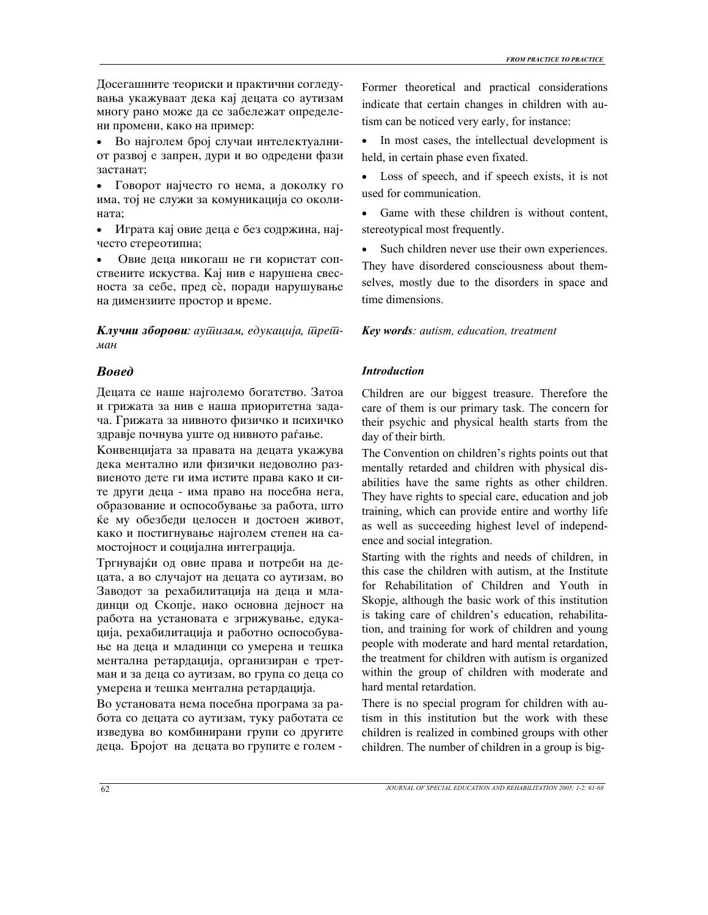Досегашните теориски и практични согледувања укажуваат дека кај децата со аутизам многу рано може да се забележат определени промени, како на пример:

- Во најголем број случаи интелектуалниот развој е запрен, дури и во одредени фази застанат;
- Говорот најчесто го нема, а доколку го има, тој не служи за комуникација со околината;
- Играта кај овие деца е без содржина, најчесто стереотипна;
- Овие деца никогаш не ги користат сопствените искуства. Кај нив е нарушена свесноста за себе, пред сè, поради нарушување на димензиите простор и време.

***Клучни зборови**: аутизам, едукација, третман*

## *Вовед*

Децата се наше најголемо богатство. Затоа и грижата за нив е наша приоритетна задача. Грижата за нивното физичко и психичко здравје почнува уште од нивното раѓање.

Конвенцијата за правата на децата укажува дека ментално или физички недоволно развиеното дете ги има истите права како и сите други деца - има право на посебна нега, образование и оспособување за работа, што ќе му обезбеди целосен и достоен живот, како и постигнување најголем степен на самостојност и социјална интеграција.

Тргнувајќи од овие права и потреби на децата, а во случајот на децата со аутизам, во Заводот за рехабилитација на деца и младинци од Скопје, иако основна дејност на работа на установата е згрижување, едукација, рехабилитација и работно оспособување на деца и младинци со умерена и тешка ментална ретардација, организиран е третман и за деца со аутизам, во група со деца со умерена и тешка ментална ретардација.

Во установата нема посебна програма за работа со децата со аутизам, туку работата се изведува во комбинирани групи со другите деца. Бројот на децата во групите е голем -

Former theoretical and practical considerations indicate that certain changes in children with autism can be noticed very early, for instance:

- In most cases, the intellectual development is held, in certain phase even fixated.
- Loss of speech, and if speech exists, it is not used for communication.
- Game with these children is without content, stereotypical most frequently.
- Such children never use their own experiences. They have disordered consciousness about themselves, mostly due to the disorders in space and time dimensions.

***Key words**: autism, education, treatment*

## *Introduction*

Children are our biggest treasure. Therefore the care of them is our primary task. The concern for their psychic and physical health starts from the day of their birth.

The Convention on children's rights points out that mentally retarded and children with physical disabilities have the same rights as other children. They have rights to special care, education and job training, which can provide entire and worthy life as well as succeeding highest level of independence and social integration.

Starting with the rights and needs of children, in this case the children with autism, at the Institute for Rehabilitation of Children and Youth in Skopje, although the basic work of this institution is taking care of children's education, rehabilitation, and training for work of children and young people with moderate and hard mental retardation, the treatment for children with autism is organized within the group of children with moderate and hard mental retardation.

There is no special program for children with autism in this institution but the work with these children is realized in combined groups with other children. The number of children in a group is big-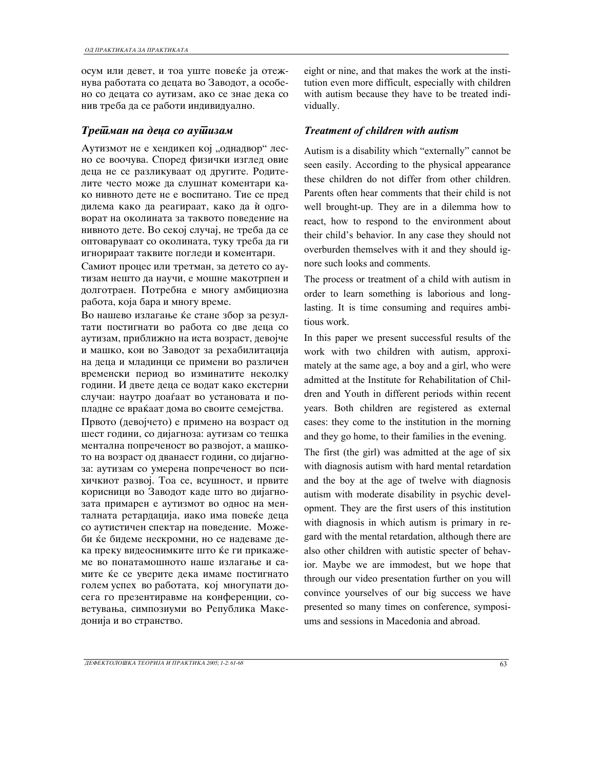осум или девет, и тоа уште повеќе ја отежнува работата со децата во Заводот, а особено со децата со аутизам, ако се знае дека со нив треба да се работи индивидуално.

## *Третман на деца со аутизам*

Аутизмот не е хендикеп кој „однадвор" лесно се воочува. Според физички изглед овие деца не се разликуваат од другите. Родителите често може да слушнат коментари како нивното дете не е воспитано. Тие се пред дилема како да реагираат, како да ѝ одговорат на околината за таквото поведение на нивното дете. Во секој случај, не треба да се оптоваруваат со околината, туку треба да ги игнорираат таквите погледи и коментари.

Самиот процес или третман, за детето со аутизам нешто да научи, е мошне макотрпен и долготраен. Потребна е многу амбициозна работа, која бара и многу време.

Во нашево излагање ќе стане збор за резултати постигнати во работа со две деца со аутизам, приближно на иста возраст, девојче и машко, кои во Заводот за рехабилитација на деца и младинци се примени во различен временски период во изминатите неколку години. И двете деца се водат како екстерни случаи: наутро доаѓаат во установата и попладне се враќаат дома во своите семејства.

Првото (девојчето) е примено на возраст од шест години, со дијагноза: аутизам со тешка ментална попреченост во развојот, а машкото на возраст од дванаест години, со дијагноза: аутизам со умерена попреченост во психичкиот развој. Тоа се, всушност, и првите корисници во Заводот каде што во дијагнозата примарен е аутизмот во однос на менталната ретардација, иако има повеќе деца со аутистичен спектар на поведение. Можеби ќе бидеме нескромни, но се надеваме дека преку видеоснимките што ќе ги прикажеме во понатамошното наше излагање и самите ќе се уверите дека имаме постигнато голем успех во работата, кој многупати досега го презентиравме на конференции, советувања, симпозиуми во Република Македонија и во странство.

eight or nine, and that makes the work at the institution even more difficult, especially with children with autism because they have to be treated individually.

## *Treatment of children with autism*

Autism is a disability which "externally" cannot be seen easily. According to the physical appearance these children do not differ from other children. Parents often hear comments that their child is not well brought-up. They are in a dilemma how to react, how to respond to the environment about their child's behavior. In any case they should not overburden themselves with it and they should ignore such looks and comments.

The process or treatment of a child with autism in order to learn something is laborious and long-lasting. It is time consuming and requires ambitious work.

In this paper we present successful results of the work with two children with autism, approximately at the same age, a boy and a girl, who were admitted at the Institute for Rehabilitation of Children and Youth in different periods within recent years. Both children are registered as external cases: they come to the institution in the morning and they go home, to their families in the evening.

The first (the girl) was admitted at the age of six with diagnosis autism with hard mental retardation and the boy at the age of twelve with diagnosis autism with moderate disability in psychic development. They are the first users of this institution with diagnosis in which autism is primary in regard with the mental retardation, although there are also other children with autistic specter of behavior. Maybe we are immodest, but we hope that through our video presentation further on you will convince yourselves of our big success we have presented so many times on conference, symposiums and sessions in Macedonia and abroad.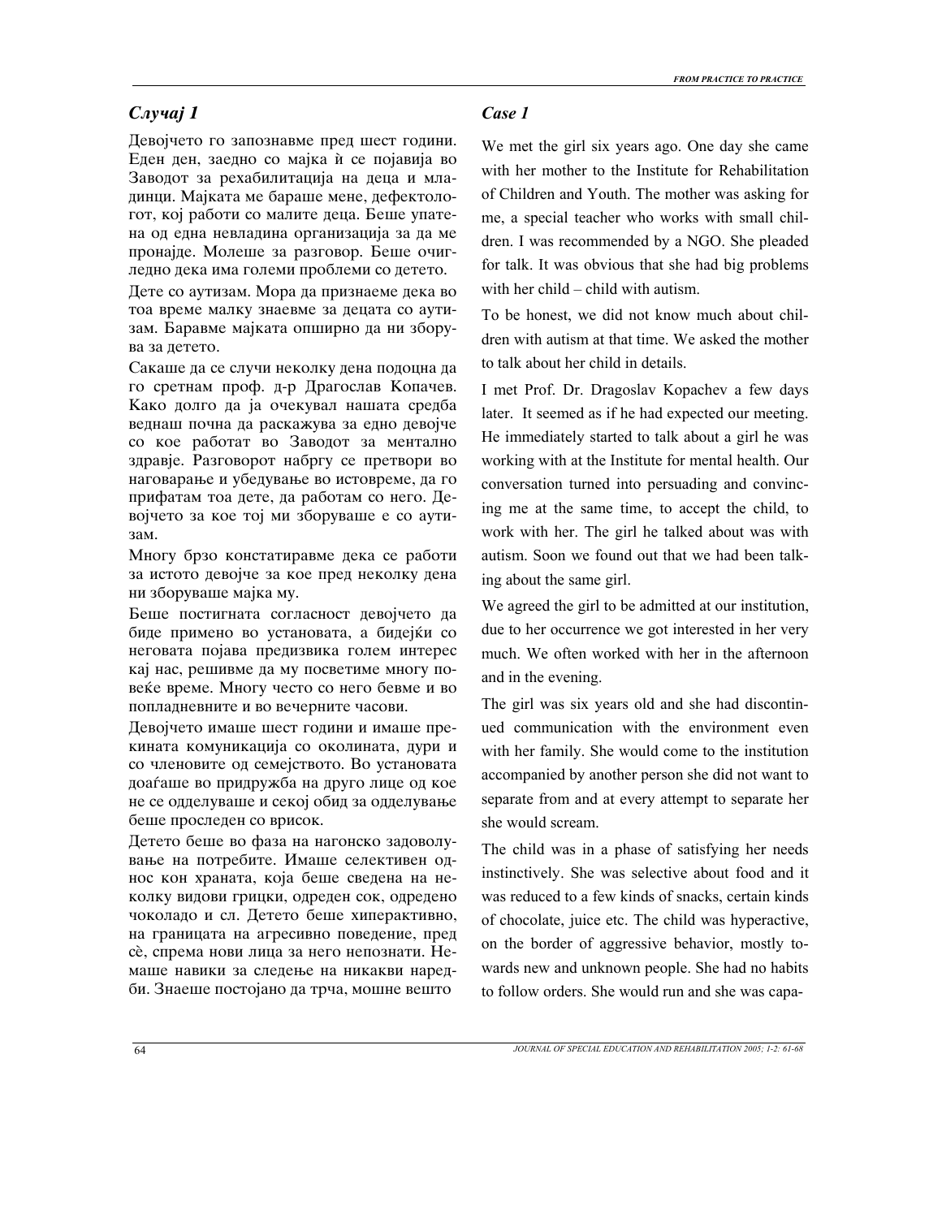## *Случај 1*

Девојчето го запознавме пред шест години. Еден ден, заедно со мајка ѝ се појавија во Заводот за рехабилитација на деца и младинци. Мајката ме бараше мене, дефектологот, кој работи со малите деца. Беше упатена од една невладина организација за да ме пронајде. Молеше за разговор. Беше очигледно дека има големи проблеми со детето.

Дете со аутизам. Мора да признаеме дека во тоа време малку знаевме за децата со аутизам. Баравме мајката опширно да ни зборува за детето.

Сакаше да се случи неколку дена подоцна да го сретнам проф. д-р Драгослав Копачев. Како долго да ја очекувал нашата средба веднаш почна да раскажува за едно девојче со кое работат во Заводот за ментално здравје. Разговорот набргу се претвори во наговарање и убедување во истовреме, да го прифатам тоа дете, да работам со него. Девојчето за кое тој ми зборуваше е со аутизам.

Многу брзо констатиравме дека се работи за истото девојче за кое пред неколку дена ни зборуваше мајка му.

Беше постигната согласност девојчето да биде примено во установата, а бидејќи со неговата појава предизвика голем интерес кај нас, решивме да му посветиме многу повеќе време. Многу често со него бевме и во попладневните и во вечерните часови.

Девојчето имаше шест години и имаше прекината комуникација со околината, дури и со членовите од семејството. Во установата доаѓаше во придружба на друго лице од кое не се одделуваше и секој обид за одделување беше проследен со врисок.

Детето беше во фаза на нагонско задоволување на потребите. Имаше селективен однос кон храната, која беше сведена на неколку видови грицки, одреден сок, одредено чоколадо и сл. Детето беше хиперактивно, на границата на агресивно поведение, пред сè, спрема нови лица за него непознати. Немаше навики за следење на никакви наредби. Знаеше постојано да трча, мошне вешто

## *Case 1*

We met the girl six years ago. One day she came with her mother to the Institute for Rehabilitation of Children and Youth. The mother was asking for me, a special teacher who works with small children. I was recommended by a NGO. She pleaded for talk. It was obvious that she had big problems with her child – child with autism.

To be honest, we did not know much about children with autism at that time. We asked the mother to talk about her child in details.

I met Prof. Dr. Dragoslav Kopachev a few days later. It seemed as if he had expected our meeting. He immediately started to talk about a girl he was working with at the Institute for mental health. Our conversation turned into persuading and convincing me at the same time, to accept the child, to work with her. The girl he talked about was with autism. Soon we found out that we had been talking about the same girl.

We agreed the girl to be admitted at our institution, due to her occurrence we got interested in her very much. We often worked with her in the afternoon and in the evening.

The girl was six years old and she had discontinued communication with the environment even with her family. She would come to the institution accompanied by another person she did not want to separate from and at every attempt to separate her she would scream.

The child was in a phase of satisfying her needs instinctively. She was selective about food and it was reduced to a few kinds of snacks, certain kinds of chocolate, juice etc. The child was hyperactive, on the border of aggressive behavior, mostly towards new and unknown people. She had no habits to follow orders. She would run and she was capa-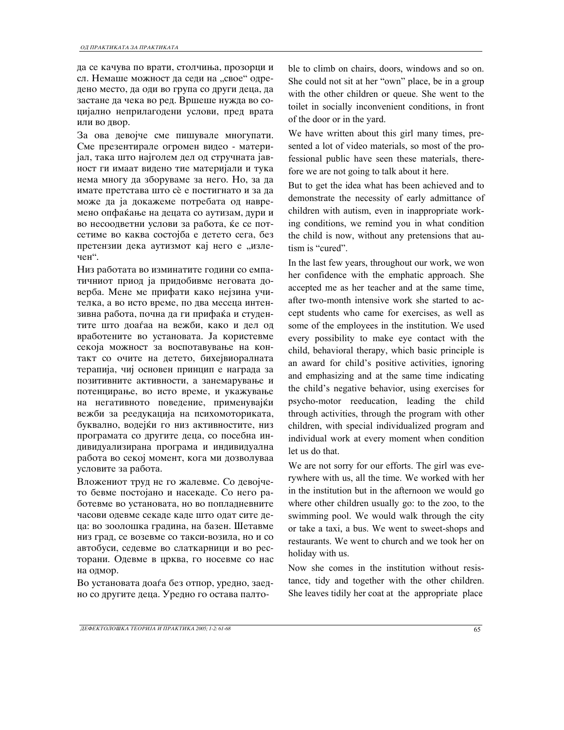да се качува по врати, столчиња, прозорци и сл. Немаше можност да седи на „свое" одредено место, да оди во група со други деца, да застане да чека во ред. Вршеше нужда во социјално неприлагодени услови, пред врата или во двор.

За ова девојче сме пишувале многупати. Сме презентирале огромен видео - материјал, така што најголем дел од стручната јавност ги имаат видено тие материјали и тука нема многу да зборуваме за него. Но, за да имате претстава што сè е постигнато и за да може да ја докажеме потребата од навремено опфаќање на децата со аутизам, дури и во несоодветни услови за работа, ќе се потсетиме во каква состојба е детето сега, без претензии дека аутизмот кај него е „излечен".

Низ работата во изминатите години со емпатичниот приод ја придобивме неговата доверба. Мене ме прифати како нејзина учителка, а во исто време, по два месеца интензивна работа, почна да ги прифаќа и студентите што доаѓаа на вежби, како и дел од вработените во установата. Ја користевме секоја можност за воспотавување на контакт со очите на детето, бихејвиоралната терапија, чиј основен принцип е награда за позитивните активности, а занемарување и потенцирање, во исто време, и укажување на негативното поведение, применувајќи вежби за реедукација на психомоториката, буквално, водејќи го низ активностите, низ програмата со другите деца, со посебна индивидуализирана програма и индивидуална работа во секој момент, кога ми дозволуваа условите за работа.

Вложениот труд не го жалевме. Со девојчето бевме постојано и насекаде. Со него работевме во установата, но во попладневните часови одевме секаде каде што одат сите деца: во зоолошка градина, на базен. Шетавме низ град, се возевме со такси-возила, но и со автобуси, седевме во слаткарници и во ресторани. Одевме в црква, го носевме со нас на одмор.

Во установата доаѓа без отпор, уредно, заедно со другите деца. Уредно го остава палто-

ble to climb on chairs, doors, windows and so on. She could not sit at her "own" place, be in a group with the other children or queue. She went to the toilet in socially inconvenient conditions, in front of the door or in the yard.

We have written about this girl many times, presented a lot of video materials, so most of the professional public have seen these materials, therefore we are not going to talk about it here.

But to get the idea what has been achieved and to demonstrate the necessity of early admittance of children with autism, even in inappropriate working conditions, we remind you in what condition the child is now, without any pretensions that autism is "cured".

In the last few years, throughout our work, we won her confidence with the emphatic approach. She accepted me as her teacher and at the same time, after two-month intensive work she started to accept students who came for exercises, as well as some of the employees in the institution. We used every possibility to make eye contact with the child, behavioral therapy, which basic principle is an award for child's positive activities, ignoring and emphasizing and at the same time indicating the child's negative behavior, using exercises for psycho-motor reeducation, leading the child through activities, through the program with other children, with special individualized program and individual work at every moment when condition let us do that.

We are not sorry for our efforts. The girl was everywhere with us, all the time. We worked with her in the institution but in the afternoon we would go where other children usually go: to the zoo, to the swimming pool. We would walk through the city or take a taxi, a bus. We went to sweet-shops and restaurants. We went to church and we took her on holiday with us.

Now she comes in the institution without resistance, tidy and together with the other children. She leaves tidily her coat at the appropriate place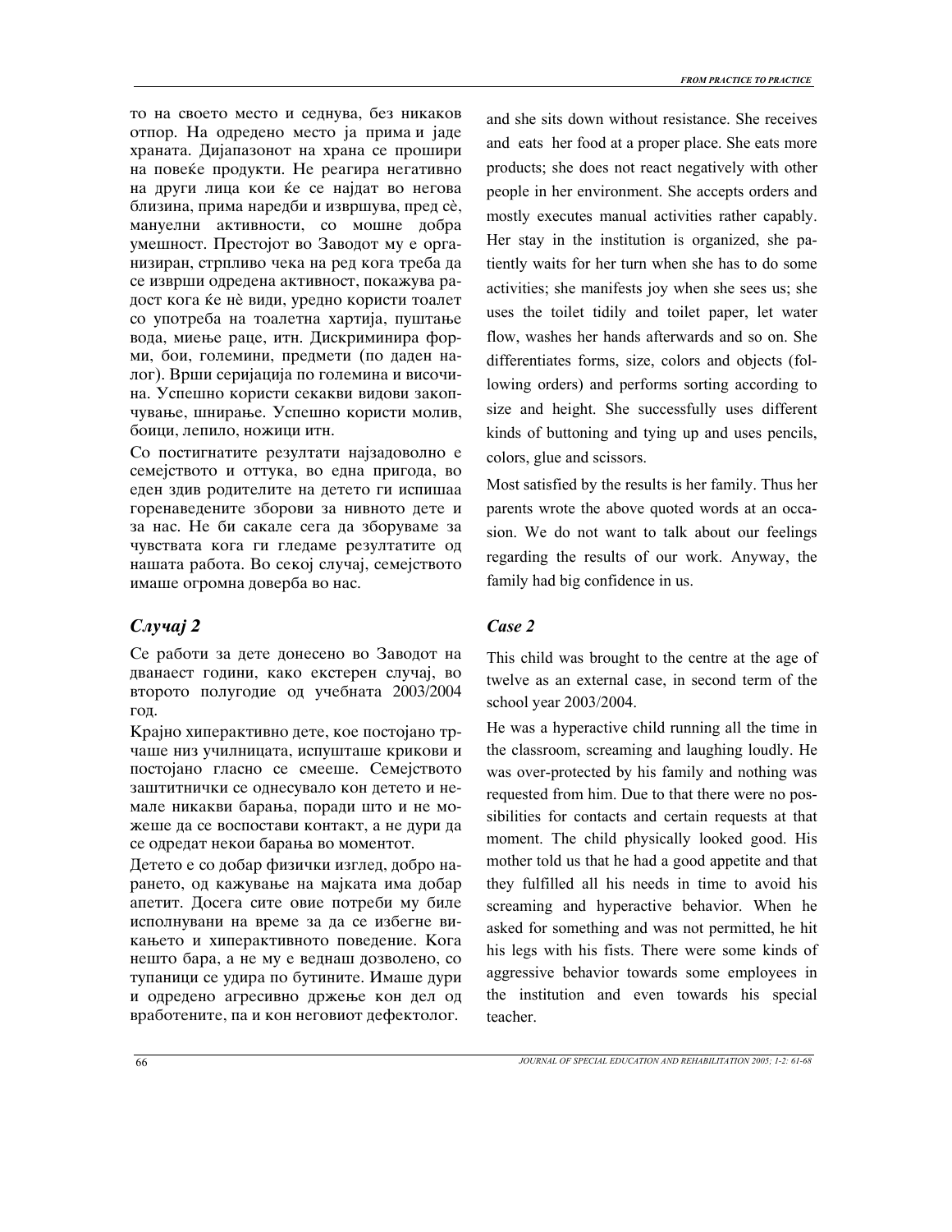то на своето место и седнува, без никаков отпор. На одредено место ја прима и јаде храната. Дијапазонот на храна се прошири на повеќе продукти. Не реагира негативно на други лица кои ќе се најдат во негова близина, прима наредби и извршува, пред сè, мануелни активности, со мошне добра умешност. Престојот во Заводот му е организиран, стрпливо чека на ред кога треба да се изврши одредена активност, покажува радост кога ќе нè види, уредно користи тоалет со употреба на тоалетна хартија, пуштање вода, миење раце, итн. Дискриминира форми, бои, големини, предмети (по даден налог). Врши серијација по големина и височина. Успешно користи секакви видови закопчување, шнирање. Успешно користи молив, боици, лепило, ножици итн.

Со постигнатите резултати најзадоволно е семејството и оттука, во една пригода, во еден здив родителите на детето ги испишаа горенаведените зборови за нивното дете и за нас. Не би сакале сега да зборуваме за чувствата кога ги гледаме резултатите од нашата работа. Во секој случај, семејството имаше огромна доверба во нас.

### *Случај 2*

Се работи за дете донесено во Заводот на дванаест години, како екстерен случај, во второто полугодие од учебната 2003/2004 год.

Крајно хиперактивно дете, кое постојано трчаше низ училницата, испушташе крикови и постојано гласно се смееше. Семејството заштитнички се однесувало кон детето и немале никакви барања, поради што и не можеше да се воспостави контакт, а не дури да се одредат некои барања во моментот.

Детето е со добар физички изглед, добро нахрането, од кажување на мајката има добар апетит. Досега сите овие потреби му биле исполнувани на време за да се избегне викањето и хиперактивното поведение. Кога нешто бара, а не му е веднаш дозволено, со тупаници се удира по бутините. Имаше дури и одредено агресивно држење кон дел од вработените, па и кон неговиот дефектолог.

and she sits down without resistance. She receives and eats her food at a proper place. She eats more products; she does not react negatively with other people in her environment. She accepts orders and mostly executes manual activities rather capably. Her stay in the institution is organized, she patiently waits for her turn when she has to do some activities; she manifests joy when she sees us; she uses the toilet tidily and toilet paper, let water flow, washes her hands afterwards and so on. She differentiates forms, size, colors and objects (following orders) and performs sorting according to size and height. She successfully uses different kinds of buttoning and tying up and uses pencils, colors, glue and scissors.

Most satisfied by the results is her family. Thus her parents wrote the above quoted words at an occasion. We do not want to talk about our feelings regarding the results of our work. Anyway, the family had big confidence in us.

### *Case 2*

This child was brought to the centre at the age of twelve as an external case, in second term of the school year 2003/2004.

He was a hyperactive child running all the time in the classroom, screaming and laughing loudly. He was over-protected by his family and nothing was requested from him. Due to that there were no possibilities for contacts and certain requests at that moment. The child physically looked good. His mother told us that he had a good appetite and that they fulfilled all his needs in time to avoid his screaming and hyperactive behavior. When he asked for something and was not permitted, he hit his legs with his fists. There were some kinds of aggressive behavior towards some employees in the institution and even towards his special teacher.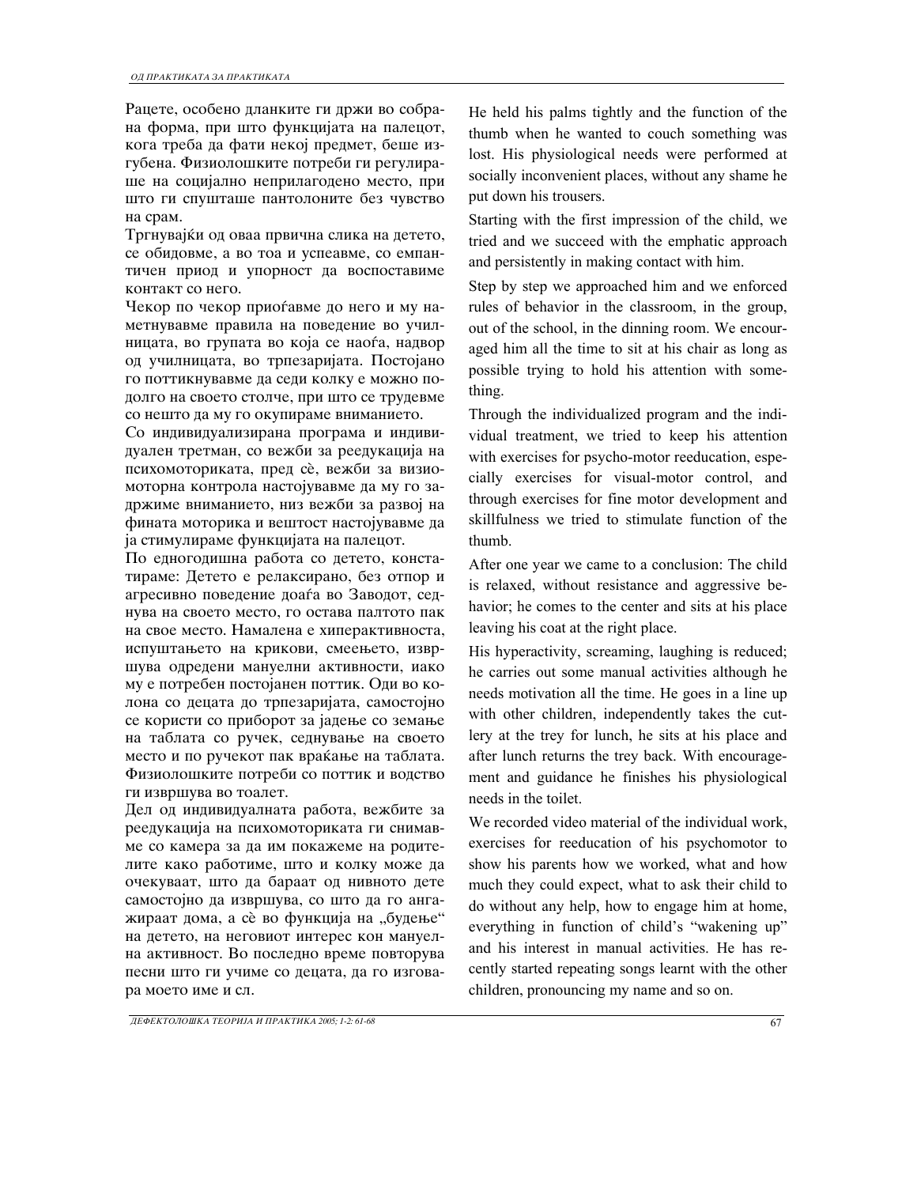Рацете, особено дланките ги држи во собрана форма, при што функцијата на палецот, кога треба да фати некој предмет, беше изгубена. Физиолошките потреби ги регулираше на социјално неприлагодено место, при што ги спушташе пантолоните без чувство на срам.

Тргнувајќи од оваа првична слика на детето, се обидовме, а во тоа и успеавме, со емпантичен приод и упорност да воспоставиме контакт со него.

Чекор по чекор приоѓавме до него и му наметнувавме правила на поведение во училницата, во групата во која се наоѓа, надвор од училницата, во трпезаријата. Постојано го поттикнувавме да седи колку е можно подолго на своето столче, при што се трудевме со нешто да му го окупираме вниманието.

Со индивидуализирана програма и индивидуален третман, со вежби за реедукација на психомоториката, пред сè, вежби за визиомоторна контрола настојувавме да му го задржиме вниманието, низ вежби за развој на фината моторика и вештост настојувавме да ја стимулираме функцијата на палецот.

По едногодишна работа со детето, констатираме: Детето е релаксирано, без отпор и агресивно поведение доаѓа во Заводот, седнува на своето место, го остава палтото пак на свое место. Намалена е хиперактивноста, испуштањето на крикови, смеењето, извршува одредени мануелни активности, иако му е потребен постојанен поттик. Оди во колона со децата до трпезаријата, самостојно се користи со приборот за јадење со земање на таблата со ручек, седнување на своето место и по ручекот пак враќање на таблата. Физиолошките потреби со поттик и водство ги извршува во тоалет.

Дел од индивидуалната работа, вежбите за реедукација на психомоториката ги снимавме со камера за да им покажеме на родителите како работиме, што и колку може да очекуваат, што да бараат од нивното дете самостојно да извршува, со што да го ангажираат дома, а сè во функција на „будење" на детето, на неговиот интерес кон мануелна активност. Во последно време повторува песни што ги учиме со децата, да го изговара моето име и сл.

He held his palms tightly and the function of the thumb when he wanted to couch something was lost. His physiological needs were performed at socially inconvenient places, without any shame he put down his trousers.

Starting with the first impression of the child, we tried and we succeed with the emphatic approach and persistently in making contact with him.

Step by step we approached him and we enforced rules of behavior in the classroom, in the group, out of the school, in the dinning room. We encouraged him all the time to sit at his chair as long as possible trying to hold his attention with something.

Through the individualized program and the individual treatment, we tried to keep his attention with exercises for psycho-motor reeducation, especially exercises for visual-motor control, and through exercises for fine motor development and skillfulness we tried to stimulate function of the thumb.

After one year we came to a conclusion: The child is relaxed, without resistance and aggressive behavior; he comes to the center and sits at his place leaving his coat at the right place.

His hyperactivity, screaming, laughing is reduced; he carries out some manual activities although he needs motivation all the time. He goes in a line up with other children, independently takes the cutlery at the trey for lunch, he sits at his place and after lunch returns the trey back. With encouragement and guidance he finishes his physiological needs in the toilet.

We recorded video material of the individual work, exercises for reeducation of his psychomotor to show his parents how we worked, what and how much they could expect, what to ask their child to do without any help, how to engage him at home, everything in function of child's "wakening up" and his interest in manual activities. He has recently started repeating songs learnt with the other children, pronouncing my name and so on.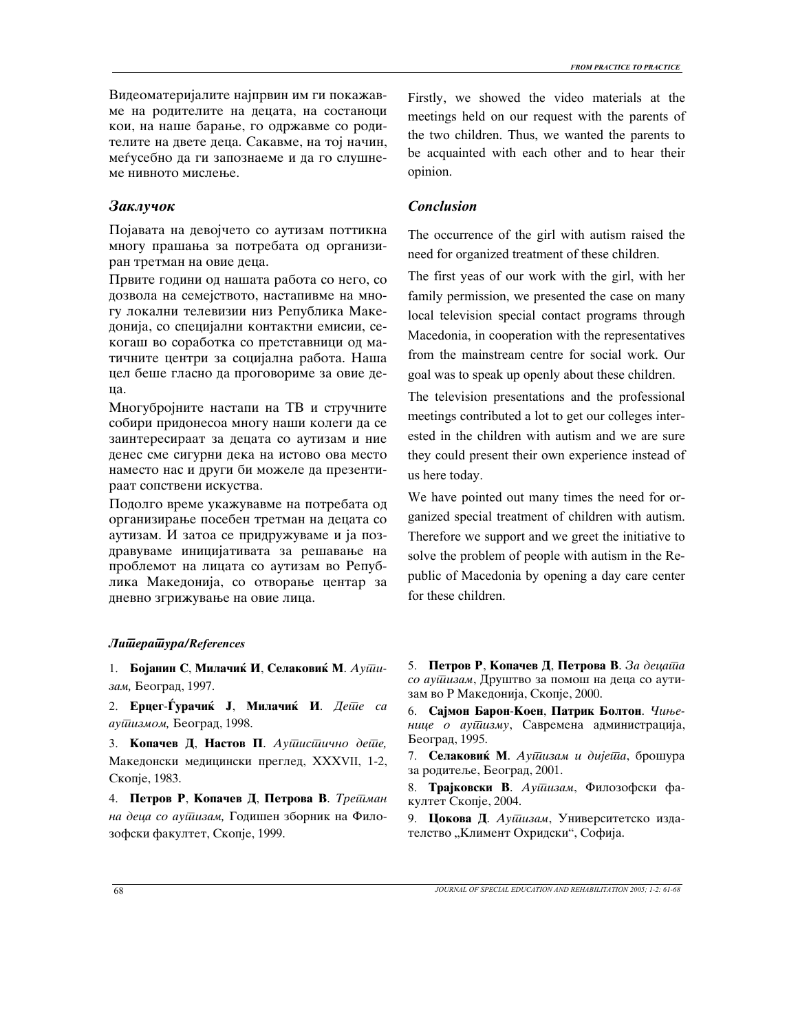Видеоматеријалите најпрвин им ги покажавме на родителите на децата, на состаноци кои, на наше барање, го одржавме со родителите на двете деца. Сакавме, на тој начин, меѓусебно да ги запознаеме и да го слушнеме нивното мислење.

### *Заклучок*

Појавата на девојчето со аутизам поттикна многу прашања за потребата од организиран третман на овие деца.

Првите години од нашата работа со него, со дозвола на семејството, настапивме на многу локални телевизии низ Република Македонија, со специјални контактни емисии, секогаш во соработка со претставници од матичните центри за социјална работа. Наша цел беше гласно да проговориме за овие деца.

Многубројните настапи на ТВ и стручните собири придонесоа многу наши колеги да се заинтересираат за децата со аутизам и ние денес сме сигурни дека на истово ова место наместо нас и други би можеле да презентираат сопствени искуства.

Подолго време укажувавме на потребата од организирање посебен третман на децата со аутизам. И затоа се придружуваме и ја поздравуваме иницијативата за решавање на проблемот на лицата со аутизам во Република Македонија, со отворање центар за дневно згрижување на овие лица.

Firstly, we showed the video materials at the meetings held on our request with the parents of the two children. Thus, we wanted the parents to be acquainted with each other and to hear their opinion.

### *Conclusion*

The occurrence of the girl with autism raised the need for organized treatment of these children.

The first yeas of our work with the girl, with her family permission, we presented the case on many local television special contact programs through Macedonia, in cooperation with the representatives from the mainstream centre for social work. Our goal was to speak up openly about these children.

The television presentations and the professional meetings contributed a lot to get our colleges interested in the children with autism and we are sure they could present their own experience instead of us here today.

We have pointed out many times the need for organized special treatment of children with autism. Therefore we support and we greet the initiative to solve the problem of people with autism in the Republic of Macedonia by opening a day care center for these children.

### *Литература/References*

1. **Бојанин С**, **Милачиќ И**, **Селаковиќ М**. *Аутизам,* Београд, 1997.
2. **Ерцег-Ѓурачиќ Ј**, **Милачиќ И**. *Дете са аутизмом,* Београд, 1998.
3. **Копачев Д**, **Настов П**. *Аутистично дете,* Македонски медицински преглед, XXXVII, 1-2, Скопје, 1983.
4. **Петров Р**, **Копачев Д**, **Петрова В**. *Третман на деца со аутизам,* Годишен зборник на Филозофски факултет, Скопје, 1999.
5. **Петров Р**, **Копачев Д**, **Петрова В**. *За децата со аутизам*, Друштво за помош на деца со аутизам во Р Македонија, Скопје, 2000.
6. **Сајмон Барон-Коен**, **Патрик Болтон**. *Чињенице о аутизму*, Савремена администрација, Београд, 1995.
7. **Селаковиќ М**. *Аутизам и дијета*, брошура за родитеље, Београд, 2001.
8. **Трајковски В**. *Аутизам*, Филозофски факултет Скопје, 2004.
9. **Цокова Д**. *Аутизам*, Университетско издателство „Климент Охридски", София.